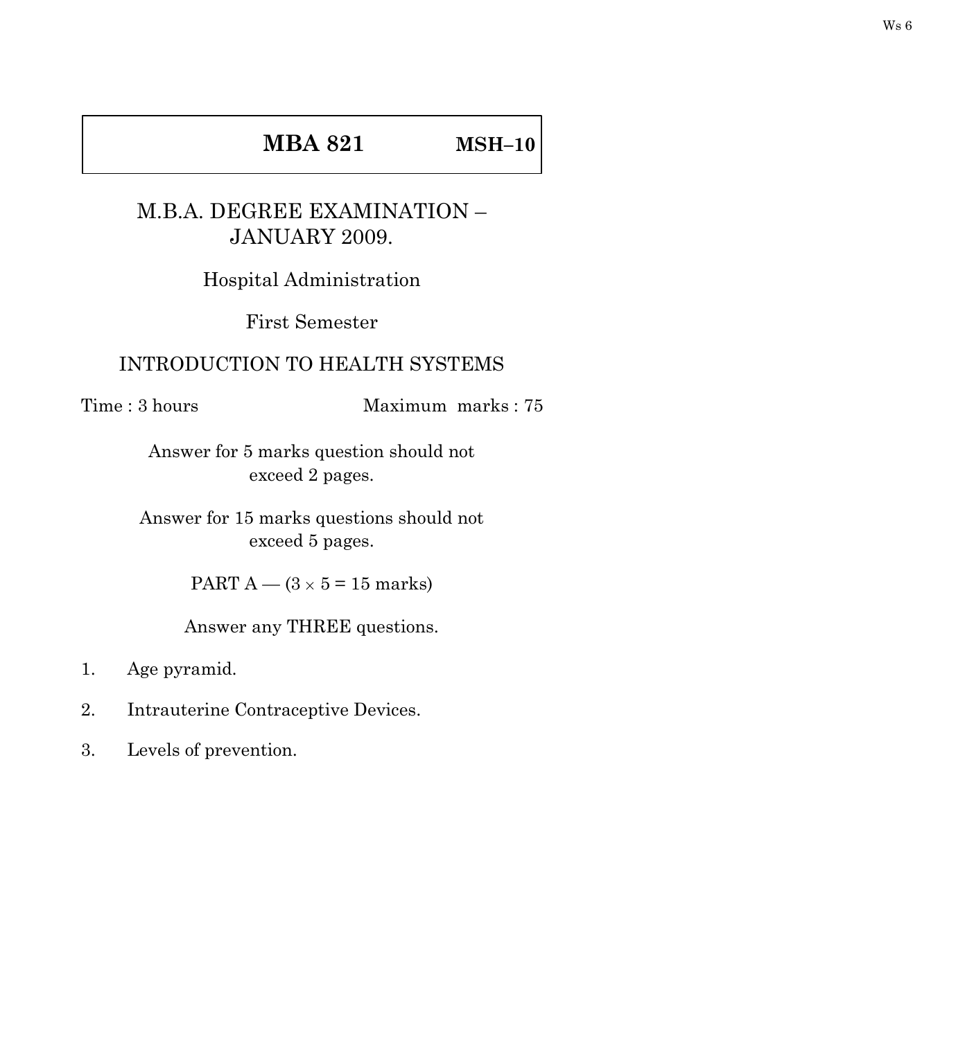**MBA 821** **MSH–10**

# M.B.A. DEGREE EXAMINATION – JANUARY 2009.

## Hospital Administration

### First Semester

## INTRODUCTION TO HEALTH SYSTEMS

Time : 3 hours Maximum marks : 75

Answer for 5 marks question should not exceed 2 pages.

Answer for 15 marks questions should not exceed 5 pages.

PART A — ($3 \times 5 = 15$ marks)

Answer any THREE questions.

1. Age pyramid.

2. Intrauterine Contraceptive Devices.

3. Levels of prevention.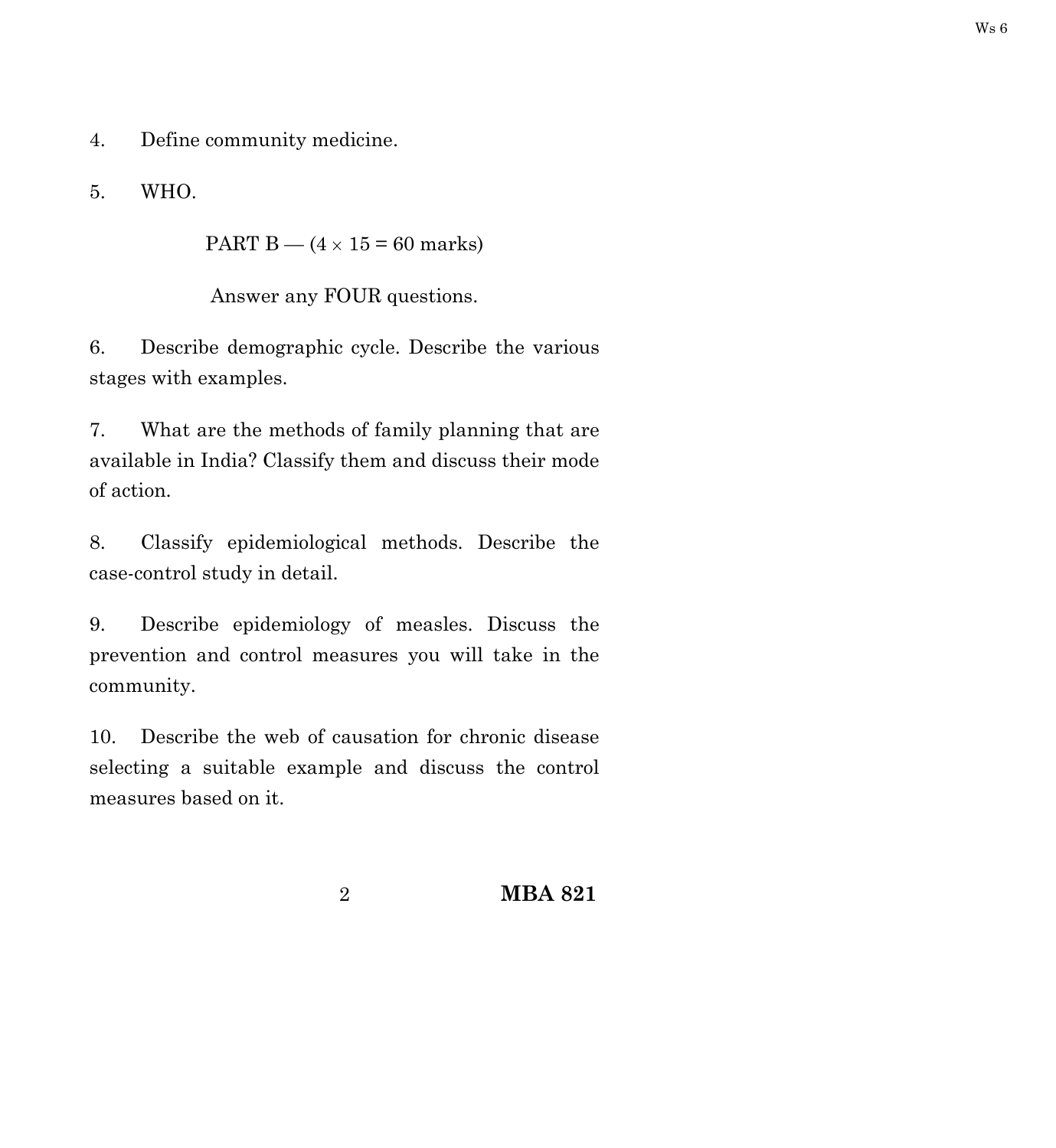4. Define community medicine.

5. WHO.

PART B — (4 × 15 = 60 marks)

Answer any FOUR questions.

6. Describe demographic cycle. Describe the various stages with examples.

7. What are the methods of family planning that are available in India? Classify them and discuss their mode of action.

8. Classify epidemiological methods. Describe the case-control study in detail.

9. Describe epidemiology of measles. Discuss the prevention and control measures you will take in the community.

10. Describe the web of causation for chronic disease selecting a suitable example and discuss the control measures based on it.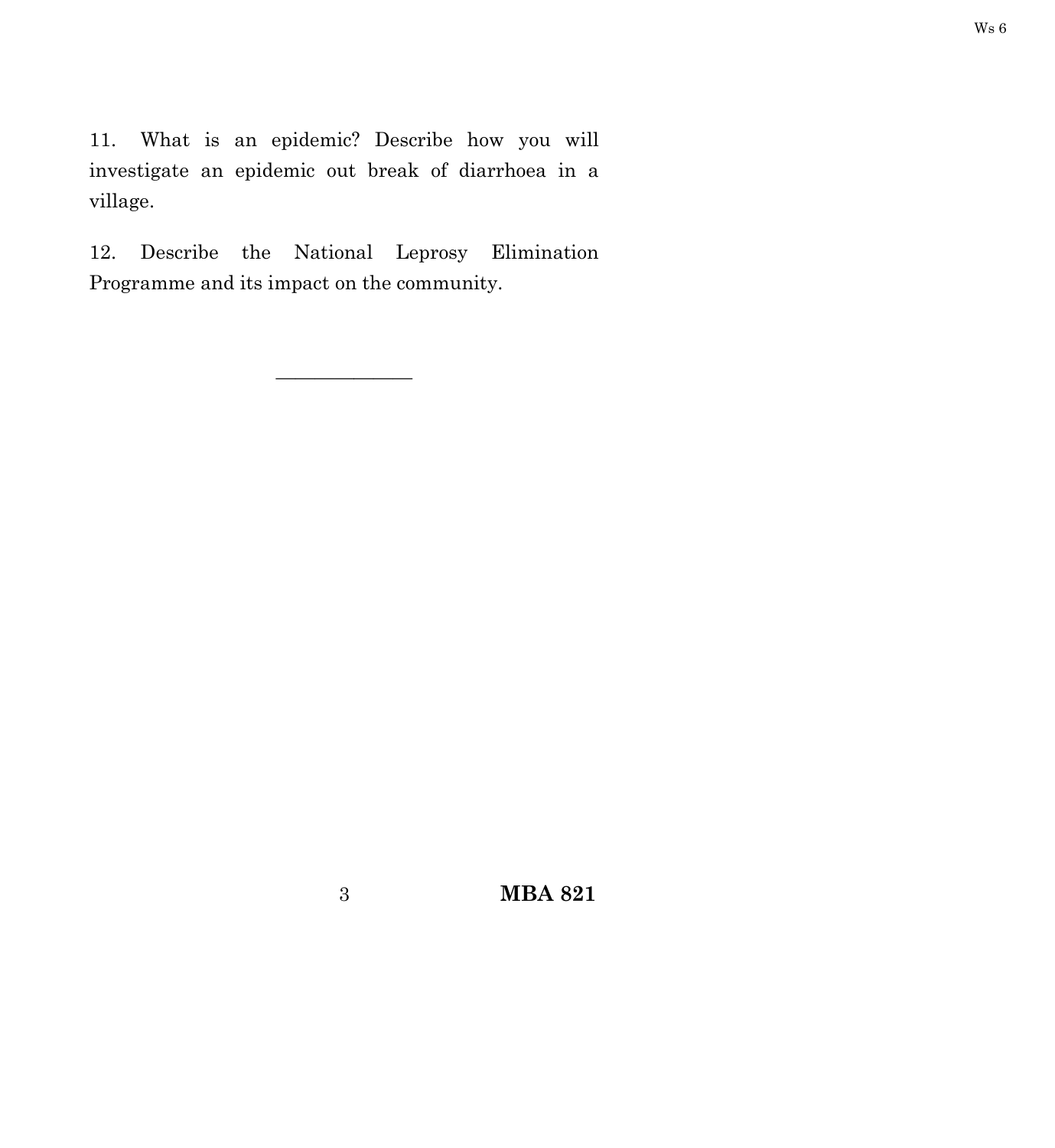11. What is an epidemic? Describe how you will investigate an epidemic out break of diarrhoea in a village.

12. Describe the National Leprosy Elimination Programme and its impact on the community.

———————